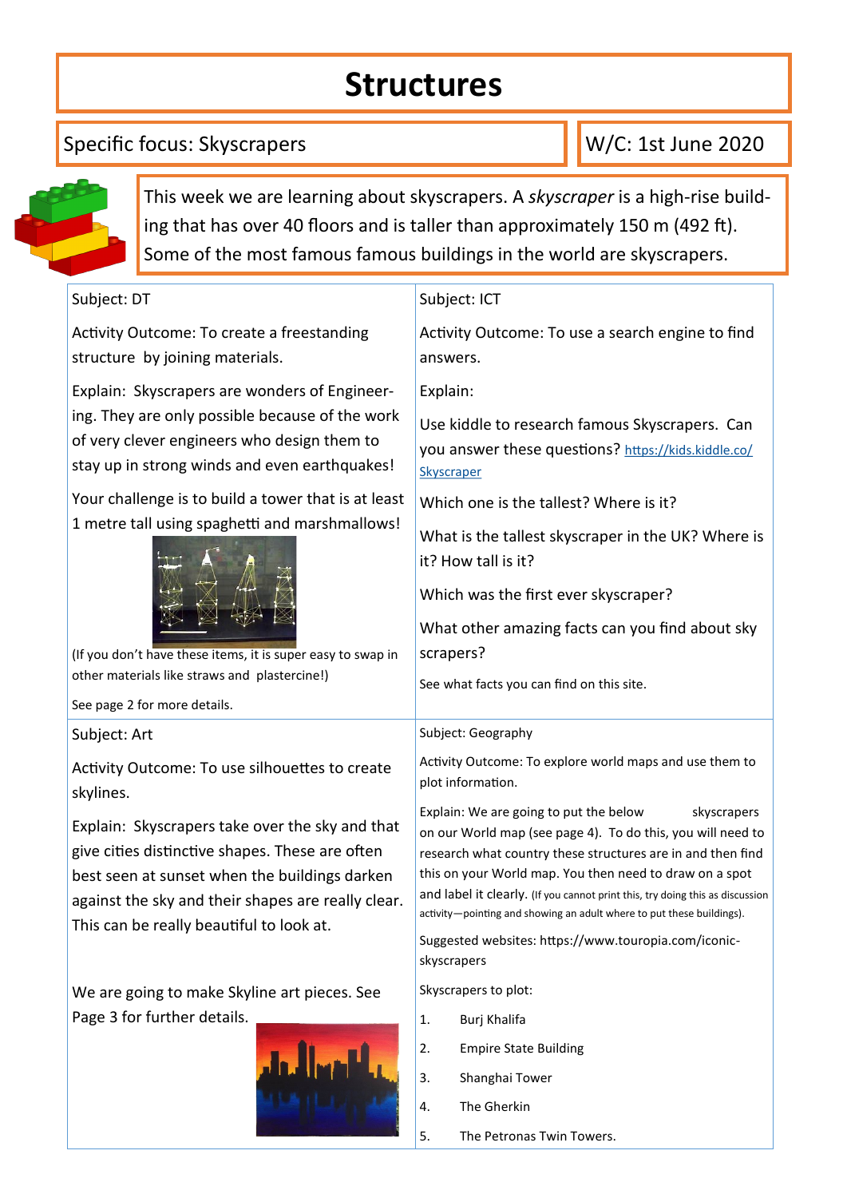# Structures

Specific focus: Skyscrapers

W/C: 1st June 2020

This week we are learning about skyscrapers. A *skyscraper* is a high-rise building that has over 40 floors and is taller than approximately 150 m (492 ft). Some of the most famous famous buildings in the world are skyscrapers.

## Subject: DT

Activity Outcome: To create a freestanding structure by joining materials.

Explain: Skyscrapers are wonders of Engineering. They are only possible because of the work of very clever engineers who design them to stay up in strong winds and even earthquakes!

Your challenge is to build a tower that is at least 1 metre tall using spaghetti and marshmallows!

(If you don't have these items, it is super easy to swap in other materials like straws and plastercine!)

See page 2 for more details.

## Subject: ICT

Activity Outcome: To use a search engine to find answers.

Explain:

Use kiddle to research famous Skyscrapers. Can you answer these questions? https://kids.kiddle.co/Skyscraper

Which one is the tallest? Where is it?

What is the tallest skyscraper in the UK? Where is it? How tall is it?

Which was the first ever skyscraper?

What other amazing facts can you find about sky scrapers?

See what facts you can find on this site.

## Subject: Art

Activity Outcome: To use silhouettes to create skylines.

Explain: Skyscrapers take over the sky and that give cities distinctive shapes. These are often best seen at sunset when the buildings darken against the sky and their shapes are really clear. This can be really beautiful to look at.

We are going to make Skyline art pieces. See Page 3 for further details.

## Subject: Geography

Activity Outcome: To explore world maps and use them to plot information.

Explain: We are going to put the below skyscrapers on our World map (see page 4). To do this, you will need to research what country these structures are in and then find this on your World map. You then need to draw on a spot and label it clearly. (If you cannot print this, try doing this as discussion activity—pointing and showing an adult where to put these buildings).

Suggested websites: https://www.touropia.com/iconic-skyscrapers

Skyscrapers to plot:

1. Burj Khalifa
2. Empire State Building
3. Shanghai Tower
4. The Gherkin
5. The Petronas Twin Towers.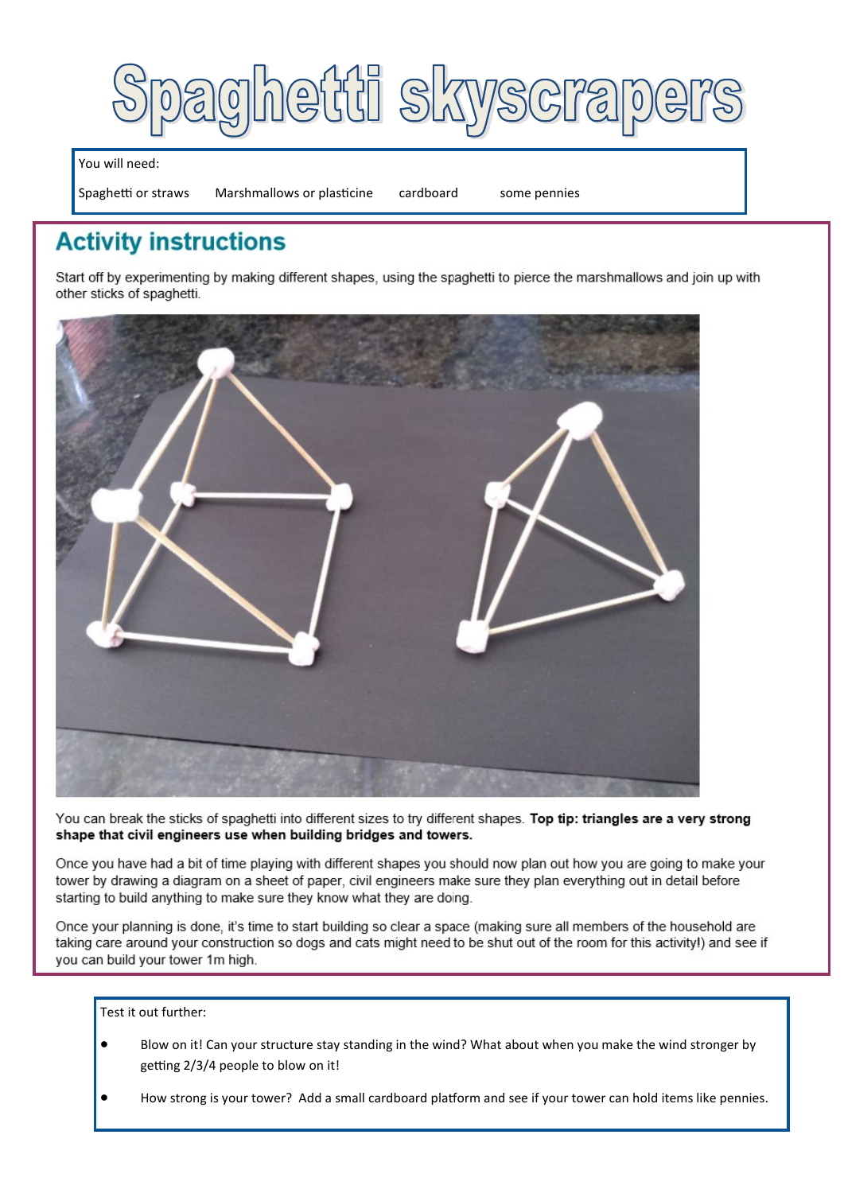# Spaghetti skyscrapers

You will need:

Spaghetti or straws    Marshmallows or plasticine    cardboard    some pennies

## Activity instructions

Start off by experimenting by making different shapes, using the spaghetti to pierce the marshmallows and join up with other sticks of spaghetti.

You can break the sticks of spaghetti into different sizes to try different shapes. **Top tip: triangles are a very strong shape that civil engineers use when building bridges and towers.**

Once you have had a bit of time playing with different shapes you should now plan out how you are going to make your tower by drawing a diagram on a sheet of paper, civil engineers make sure they plan everything out in detail before starting to build anything to make sure they know what they are doing.

Once your planning is done, it's time to start building so clear a space (making sure all members of the household are taking care around your construction so dogs and cats might need to be shut out of the room for this activity!) and see if you can build your tower 1m high.

Test it out further:

- Blow on it! Can your structure stay standing in the wind? What about when you make the wind stronger by getting 2/3/4 people to blow on it!
- How strong is your tower? Add a small cardboard platform and see if your tower can hold items like pennies.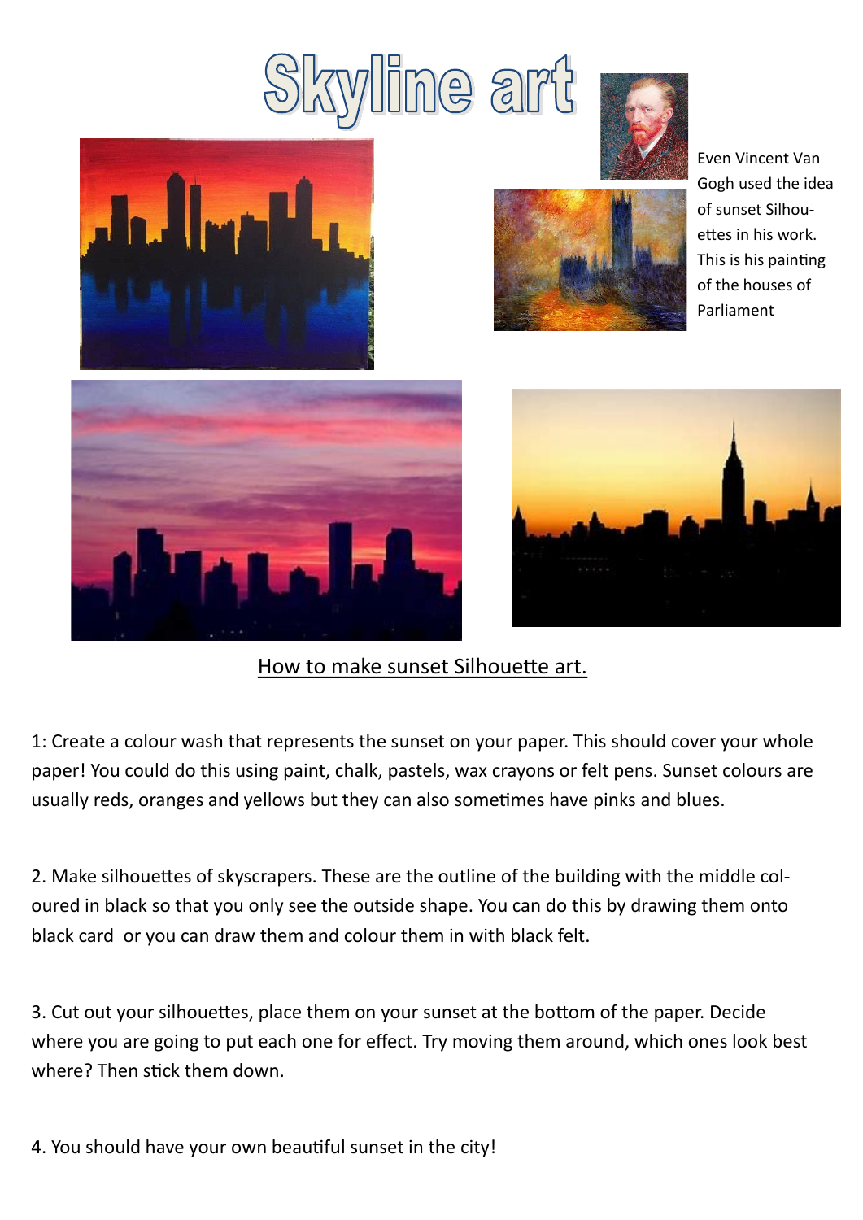# Skyline art

Even Vincent Van Gogh used the idea of sunset Silhouettes in his work. This is his painting of the houses of Parliament

## How to make sunset Silhouette art.

1: Create a colour wash that represents the sunset on your paper. This should cover your whole paper! You could do this using paint, chalk, pastels, wax crayons or felt pens. Sunset colours are usually reds, oranges and yellows but they can also sometimes have pinks and blues.

2. Make silhouettes of skyscrapers. These are the outline of the building with the middle coloured in black so that you only see the outside shape. You can do this by drawing them onto black card or you can draw them and colour them in with black felt.

3. Cut out your silhouettes, place them on your sunset at the bottom of the paper. Decide where you are going to put each one for effect. Try moving them around, which ones look best where? Then stick them down.

4. You should have your own beautiful sunset in the city!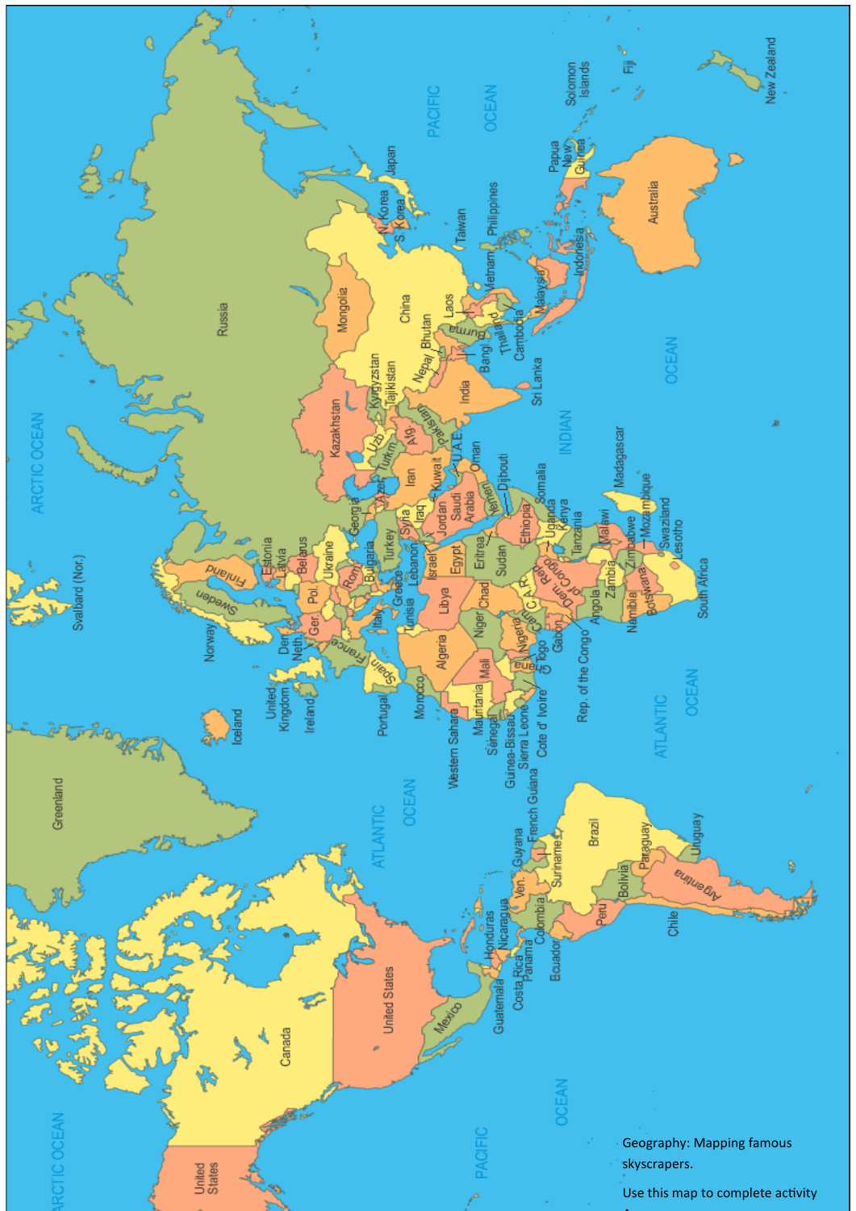Geography: Mapping famous skyscrapers.

Use this map to complete activity 4